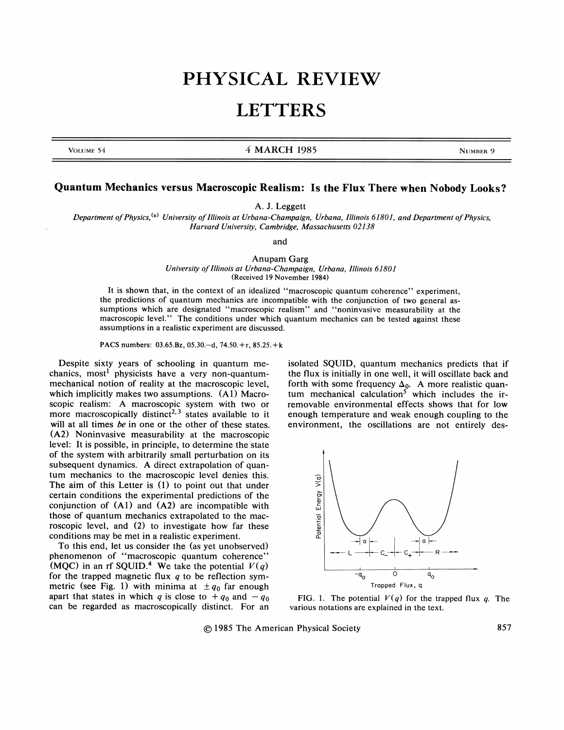# Quantum Mechanics versus Macroscopic Realism: Is the Flux There when Nobody Looks?

A. J. Leggett

*Department of Physics,*[a] *University of Illinois at Urbana-Champaign, Urbana, Illinois 61801, and Department of Physics, Harvard University, Cambridge, Massachusetts 02138*

and

Anupam Garg

*University of Illinois at Urbana-Champaign, Urbana, Illinois 61801*
(Received 19 November 1984)

It is shown that, in the context of an idealized "macroscopic quantum coherence" experiment, the predictions of quantum mechanics are incompatible with the conjunction of two general assumptions which are designated "macroscopic realism" and "noninvasive measurability at the macroscopic level." The conditions under which quantum mechanics can be tested against these assumptions in a realistic experiment are discussed.

PACS numbers: 03.65.Bz, 05.30.–d, 74.50.+r, 85.25.+k

Despite sixty years of schooling in quantum mechanics, most[1] physicists have a very non-quantum-mechanical notion of reality at the macroscopic level, which implicitly makes two assumptions. (A1) Macroscopic realism: A macroscopic system with two or more macroscopically distinct[2,3] states available to it will at all times *be* in one or the other of these states. (A2) Noninvasive measurability at the macroscopic level: It is possible, in principle, to determine the state of the system with arbitrarily small perturbation on its subsequent dynamics. A direct extrapolation of quantum mechanics to the macroscopic level denies this. The aim of this Letter is (1) to point out that under certain conditions the experimental predictions of the conjunction of (A1) and (A2) are incompatible with those of quantum mechanics extrapolated to the macroscopic level, and (2) to investigate how far these conditions may be met in a realistic experiment.

To this end, let us consider the (as yet unobserved) phenomenon of "macroscopic quantum coherence" (MQC) in an rf SQUID.[4] We take the potential $V(q)$ for the trapped magnetic flux $q$ to be reflection symmetric (see Fig. 1) with minima at $\pm q_0$ far enough apart that states in which $q$ is close to $+q_0$ and $-q_0$ can be regarded as macroscopically distinct. For an isolated SQUID, quantum mechanics predicts that if the flux is initially in one well, it will oscillate back and forth with some frequency $\Delta_0$. A more realistic quantum mechanical calculation[5] which includes the irremovable environmental effects shows that for low enough temperature and weak enough coupling to the environment, the oscillations are not entirely des-

FIG. 1. The potential $V(q)$ for the trapped flux $q$. The various notations are explained in the text.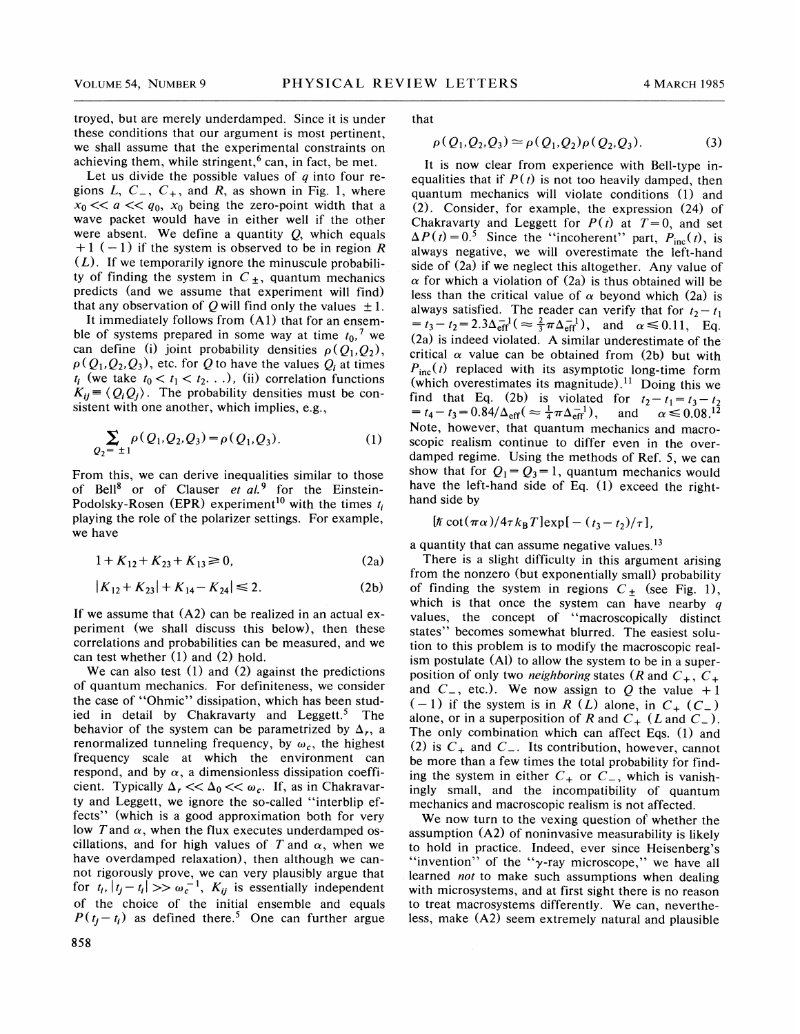troyed, but are merely underdamped. Since it is under these conditions that our argument is most pertinent, we shall assume that the experimental constraints on achieving them, while stringent,[6] can, in fact, be met.

Let us divide the possible values of $q$ into four regions $L$, $C_-$, $C_+$, and $R$, as shown in Fig. 1, where $x_0 \ll a \ll q_0$, $x_0$ being the zero-point width that a wave packet would have in either well if the other were absent. We define a quantity $Q$, which equals $+1$ ($-1$) if the system is observed to be in region $R$ ($L$). If we temporarily ignore the minuscule probability of finding the system in $C_\pm$, quantum mechanics predicts (and we assume that experiment will find) that any observation of $Q$ will find only the values $\pm 1$.

It immediately follows from (A1) that for an ensemble of systems prepared in some way at time $t_0$,[7] we can define (i) joint probability densities $\rho(Q_1,Q_2)$, $\rho(Q_1,Q_2,Q_3)$, etc. for $Q$ to have the values $Q_i$ at times $t_i$ (we take $t_0 < t_1 < t_2 \ldots$), (ii) correlation functions $K_{ij} \equiv \langle Q_i Q_j \rangle$. The probability densities must be consistent with one another, which implies, e.g.,

$$\sum_{Q_2 = \pm 1} \rho(Q_1,Q_2,Q_3) = \rho(Q_1,Q_3). \tag{1}$$

From this, we can derive inequalities similar to those of Bell[8] or of Clauser *et al.*[9] for the Einstein-Podolsky-Rosen (EPR) experiment[10] with the times $t_i$ playing the role of the polarizer settings. For example, we have

$$1 + K_{12} + K_{23} + K_{13} \geq 0, \tag{2a}$$

$$|K_{12} + K_{23}| + K_{14} - K_{24}| \leq 2. \tag{2b}$$

If we assume that (A2) can be realized in an actual experiment (we shall discuss this below), then these correlations and probabilities can be measured, and we can test whether (1) and (2) hold.

We can also test (1) and (2) against the predictions of quantum mechanics. For definiteness, we consider the case of "Ohmic" dissipation, which has been studied in detail by Chakravarty and Leggett.[5] The behavior of the system can be parametrized by $\Delta_r$, a renormalized tunneling frequency, by $\omega_c$, the highest frequency scale at which the environment can respond, and by $\alpha$, a dimensionless dissipation coefficient. Typically $\Delta_r \ll \Delta_0 \ll \omega_c$. If, as in Chakravarty and Leggett, we ignore the so-called "interblip effects" (which is a good approximation both for very low $T$ and $\alpha$, when the flux executes underdamped oscillations, and for high values of $T$ and $\alpha$, when we have overdamped relaxation), then although we cannot rigorously prove, we can very plausibly argue that for $t_i, |t_j - t_i| \gg \omega_c^{-1}$, $K_{ij}$ is essentially independent of the choice of the initial ensemble and equals $P(t_j - t_i)$ as defined there.[5] One can further argue that

$$\rho(Q_1,Q_2,Q_3) \simeq \rho(Q_1,Q_2)\rho(Q_2,Q_3). \tag{3}$$

It is now clear from experience with Bell-type inequalities that if $P(t)$ is not too heavily damped, then quantum mechanics will violate conditions (1) and (2). Consider, for example, the expression (24) of Chakravarty and Leggett for $P(t)$ at $T=0$, and set $\Delta P(t) = 0$.[5] Since the "incoherent" part, $P_{\text{inc}}(t)$, is always negative, we will overestimate the left-hand side of (2a) if we neglect this altogether. Any value of $\alpha$ for which a violation of (2a) is thus obtained will be less than the critical value of $\alpha$ beyond which (2a) is always satisfied. The reader can verify that for $t_2 - t_1 = t_3 - t_2 = 2.3\Delta_{\text{eff}}^{-1}$ ($\approx \frac{2}{3}\pi\Delta_{\text{eff}}^{-1}$), and $\alpha \leq 0.11$, Eq. (2a) is indeed violated. A similar underestimate of the critical $\alpha$ value can be obtained from (2b) but with $P_{\text{inc}}(t)$ replaced with its asymptotic long-time form (which overestimates its magnitude).[11] Doing this we find that Eq. (2b) is violated for $t_2 - t_1 = t_3 - t_2 = t_4 - t_3 = 0.84/\Delta_{\text{eff}}$ ($\approx \frac{1}{4}\pi\Delta_{\text{eff}}^{-1}$), and $\alpha \leq 0.08$.[12] Note, however, that quantum mechanics and macroscopic realism continue to differ even in the overdamped regime. Using the methods of Ref. 5, we can show that for $Q_1 = Q_3 = 1$, quantum mechanics would have the left-hand side of Eq. (1) exceed the right-hand side by

$$[\hbar \cot(\pi\alpha)/4\tau k_B T]\exp[-(t_3 - t_2)/\tau],$$

a quantity that can assume negative values.[13]

There is a slight difficulty in this argument arising from the nonzero (but exponentially small) probability of finding the system in regions $C_\pm$ (see Fig. 1), which is that once the system can have nearby $q$ values, the concept of "macroscopically distinct states" becomes somewhat blurred. The easiest solution to this problem is to modify the macroscopic realism postulate (A1) to allow the system to be in a superposition of only two *neighboring* states ($R$ and $C_+$, $C_+$ and $C_-$, etc.). We now assign to $Q$ the value $+1$ ($-1$) if the system is in $R$ ($L$) alone, in $C_+$ ($C_-$) alone, or in a superposition of $R$ and $C_+$ ($L$ and $C_-$). The only combination which can affect Eqs. (1) and (2) is $C_+$ and $C_-$. Its contribution, however, cannot be more than a few times the total probability for finding the system in either $C_+$ or $C_-$, which is vanishingly small, and the incompatibility of quantum mechanics and macroscopic realism is not affected.

We now turn to the vexing question of whether the assumption (A2) of noninvasive measurability is likely to hold in practice. Indeed, ever since Heisenberg's "invention" of the "$\gamma$-ray microscope," we have all learned *not* to make such assumptions when dealing with microsystems, and at first sight there is no reason to treat macrosystems differently. We can, nevertheless, make (A2) seem extremely natural and plausible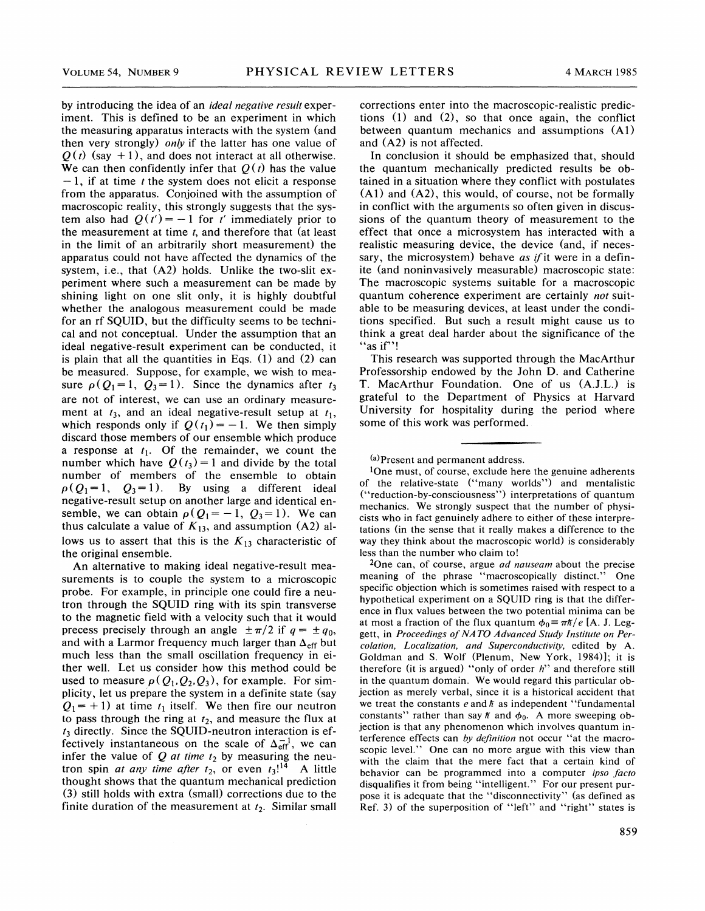by introducing the idea of an *ideal negative result* experiment. This is defined to be an experiment in which the measuring apparatus interacts with the system (and then very strongly) *only* if the latter has one value of $Q(t)$ (say $+1$), and does not interact at all otherwise. We can then confidently infer that $Q(t)$ has the value $-1$, if at time $t$ the system does not elicit a response from the apparatus. Conjoined with the assumption of macroscopic reality, this strongly suggests that the system also had $Q(t')=-1$ for $t'$ immediately prior to the measurement at time $t$, and therefore that (at least in the limit of an arbitrarily short measurement) the apparatus could not have affected the dynamics of the system, i.e., that (A2) holds. Unlike the two-slit experiment where such a measurement can be made by shining light on one slit only, it is highly doubtful whether the analogous measurement could be made for an rf SQUID, but the difficulty seems to be technical and not conceptual. Under the assumption that an ideal negative-result experiment can be conducted, it is plain that all the quantities in Eqs. (1) and (2) can be measured. Suppose, for example, we wish to measure $\rho(Q_1=1,\ Q_3=1)$. Since the dynamics after $t_3$ are not of interest, we can use an ordinary measurement at $t_3$, and an ideal negative-result setup at $t_1$, which responds only if $Q(t_1)=-1$. We then simply discard those members of our ensemble which produce a response at $t_1$. Of the remainder, we count the number which have $Q(t_3)=1$ and divide by the total number of members of the ensemble to obtain $\rho(Q_1=1,\ Q_3=1)$. By using a different ideal negative-result setup on another large and identical ensemble, we can obtain $\rho(Q_1=-1,\ Q_3=1)$. We can thus calculate a value of $K_{13}$, and assumption (A2) allows us to assert that this is the $K_{13}$ characteristic of the original ensemble.

An alternative to making ideal negative-result measurements is to couple the system to a microscopic probe. For example, in principle one could fire a neutron through the SQUID ring with its spin transverse to the magnetic field with a velocity such that it would precess precisely through an angle $\pm\pi/2$ if $q=\pm q_0$, and with a Larmor frequency much larger than $\Delta_{\text{eff}}$ but much less than the small oscillation frequency in either well. Let us consider how this method could be used to measure $\rho(Q_1,Q_2,Q_3)$, for example. For simplicity, let us prepare the system in a definite state (say $Q_1=+1$) at time $t_1$ itself. We then fire our neutron to pass through the ring at $t_2$, and measure the flux at $t_3$ directly. Since the SQUID-neutron interaction is effectively instantaneous on the scale of $\Delta_{\text{eff}}^{-1}$, we can infer the value of $Q$ *at time* $t_2$ by measuring the neutron spin *at any time after* $t_2$, or even $t_3$![14] A little thought shows that the quantum mechanical prediction (3) still holds with extra (small) corrections due to the finite duration of the measurement at $t_2$. Similar small corrections enter into the macroscopic-realistic predictions (1) and (2), so that once again, the conflict between quantum mechanics and assumptions (A1) and (A2) is not affected.

In conclusion it should be emphasized that, should the quantum mechanically predicted results be obtained in a situation where they conflict with postulates (A1) and (A2), this would, of course, not be formally in conflict with the arguments so often given in discussions of the quantum theory of measurement to the effect that once a microsystem has interacted with a realistic measuring device, the device (and, if necessary, the microsystem) behave *as if* it were in a definite (and noninvasively measurable) macroscopic state: The macroscopic systems suitable for a macroscopic quantum coherence experiment are certainly *not* suitable to be measuring devices, at least under the conditions specified. But such a result might cause us to think a great deal harder about the significance of the "as if"!

This research was supported through the MacArthur Professorship endowed by the John D. and Catherine T. MacArthur Foundation. One of us (A.J.L.) is grateful to the Department of Physics at Harvard University for hospitality during the period where some of this work was performed.

---

[a]Present and permanent address.

[1]One must, of course, exclude here the genuine adherents of the relative-state ("many worlds") and mentalistic ("reduction-by-consciousness") interpretations of quantum mechanics. We strongly suspect that the number of physicists who in fact genuinely adhere to either of these interpretations (in the sense that it really makes a difference to the way they think about the macroscopic world) is considerably less than the number who claim to!

[2]One can, of course, argue *ad nauseam* about the precise meaning of the phrase "macroscopically distinct." One specific objection which is sometimes raised with respect to a hypothetical experiment on a SQUID ring is that the difference in flux values between the two potential minima can be at most a fraction of the flux quantum $\phi_0\equiv\pi\hbar/e$ [A. J. Leggett, in *Proceedings of NATO Advanced Study Institute on Percolation, Localization, and Superconductivity*, edited by A. Goldman and S. Wolf (Plenum, New York, 1984)]; it is therefore (it is argued) "only of order $\hbar$" and therefore still in the quantum domain. We would regard this particular objection as merely verbal, since it is a historical accident that we treat the constants $e$ and $\hbar$ as independent "fundamental constants" rather than say $\hbar$ and $\phi_0$. A more sweeping objection is that any phenomenon which involves quantum interference effects can *by definition* not occur "at the macroscopic level." One can no more argue with this view than with the claim that the mere fact that a certain kind of behavior can be programmed into a computer *ipso facto* disqualifies it from being "intelligent." For our present purpose it is adequate that the "disconnectivity" (as defined as Ref. 3) of the superposition of "left" and "right" states is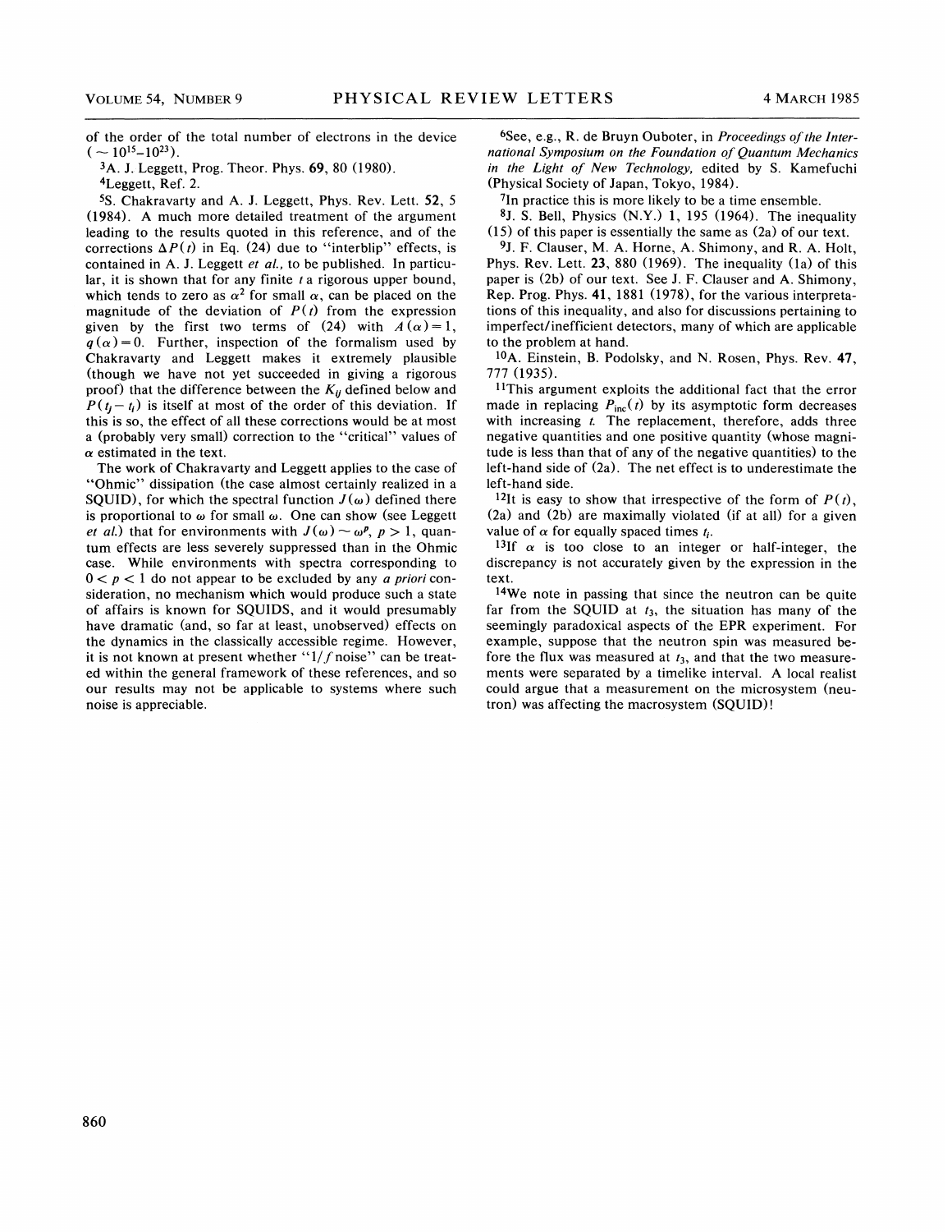of the order of the total number of electrons in the device ($\sim 10^{15}$–$10^{23}$).

[3]A. J. Leggett, Prog. Theor. Phys. **69**, 80 (1980).

[4]Leggett, Ref. 2.

[5]S. Chakravarty and A. J. Leggett, Phys. Rev. Lett. **52**, 5 (1984). A much more detailed treatment of the argument leading to the results quoted in this reference, and of the corrections $\Delta P(t)$ in Eq. (24) due to "interblip" effects, is contained in A. J. Leggett *et al.*, to be published. In particular, it is shown that for any finite $t$ a rigorous upper bound, which tends to zero as $\alpha^2$ for small $\alpha$, can be placed on the magnitude of the deviation of $P(t)$ from the expression given by the first two terms of (24) with $A(\alpha) = 1$, $q(\alpha) = 0$. Further, inspection of the formalism used by Chakravarty and Leggett makes it extremely plausible (though we have not yet succeeded in giving a rigorous proof) that the difference between the $K_{ij}$ defined below and $P(t_j - t_i)$ is itself at most of the order of this deviation. If this is so, the effect of all these corrections would be at most a (probably very small) correction to the "critical" values of $\alpha$ estimated in the text.

The work of Chakravarty and Leggett applies to the case of "Ohmic" dissipation (the case almost certainly realized in a SQUID), for which the spectral function $J(\omega)$ defined there is proportional to $\omega$ for small $\omega$. One can show (see Leggett *et al.*) that for environments with $J(\omega) \sim \omega^p$, $p > 1$, quantum effects are less severely suppressed than in the Ohmic case. While environments with spectra corresponding to $0 < p < 1$ do not appear to be excluded by any *a priori* consideration, no mechanism which would produce such a state of affairs is known for SQUIDS, and it would presumably have dramatic (and, so far at least, unobserved) effects on the dynamics in the classically accessible regime. However, it is not known at present whether "$1/f$ noise" can be treated within the general framework of these references, and so our results may not be applicable to systems where such noise is appreciable.

[6]See, e.g., R. de Bruyn Ouboter, in *Proceedings of the International Symposium on the Foundation of Quantum Mechanics in the Light of New Technology,* edited by S. Kamefuchi (Physical Society of Japan, Tokyo, 1984).

[7]In practice this is more likely to be a time ensemble.

[8]J. S. Bell, Physics (N.Y.) **1**, 195 (1964). The inequality (15) of this paper is essentially the same as (2a) of our text.

[9]J. F. Clauser, M. A. Horne, A. Shimony, and R. A. Holt, Phys. Rev. Lett. **23**, 880 (1969). The inequality (1a) of this paper is (2b) of our text. See J. F. Clauser and A. Shimony, Rep. Prog. Phys. **41**, 1881 (1978), for the various interpretations of this inequality, and also for discussions pertaining to imperfect/inefficient detectors, many of which are applicable to the problem at hand.

[10]A. Einstein, B. Podolsky, and N. Rosen, Phys. Rev. **47**, 777 (1935).

[11]This argument exploits the additional fact that the error made in replacing $P_{\rm inc}(t)$ by its asymptotic form decreases with increasing $t$. The replacement, therefore, adds three negative quantities and one positive quantity (whose magnitude is less than that of any of the negative quantities) to the left-hand side of (2a). The net effect is to underestimate the left-hand side.

[12]It is easy to show that irrespective of the form of $P(t)$, (2a) and (2b) are maximally violated (if at all) for a given value of $\alpha$ for equally spaced times $t_i$.

[13]If $\alpha$ is too close to an integer or half-integer, the discrepancy is not accurately given by the expression in the text.

[14]We note in passing that since the neutron can be quite far from the SQUID at $t_3$, the situation has many of the seemingly paradoxical aspects of the EPR experiment. For example, suppose that the neutron spin was measured before the flux was measured at $t_3$, and that the two measurements were separated by a timelike interval. A local realist could argue that a measurement on the microsystem (neutron) was affecting the macrosystem (SQUID)!